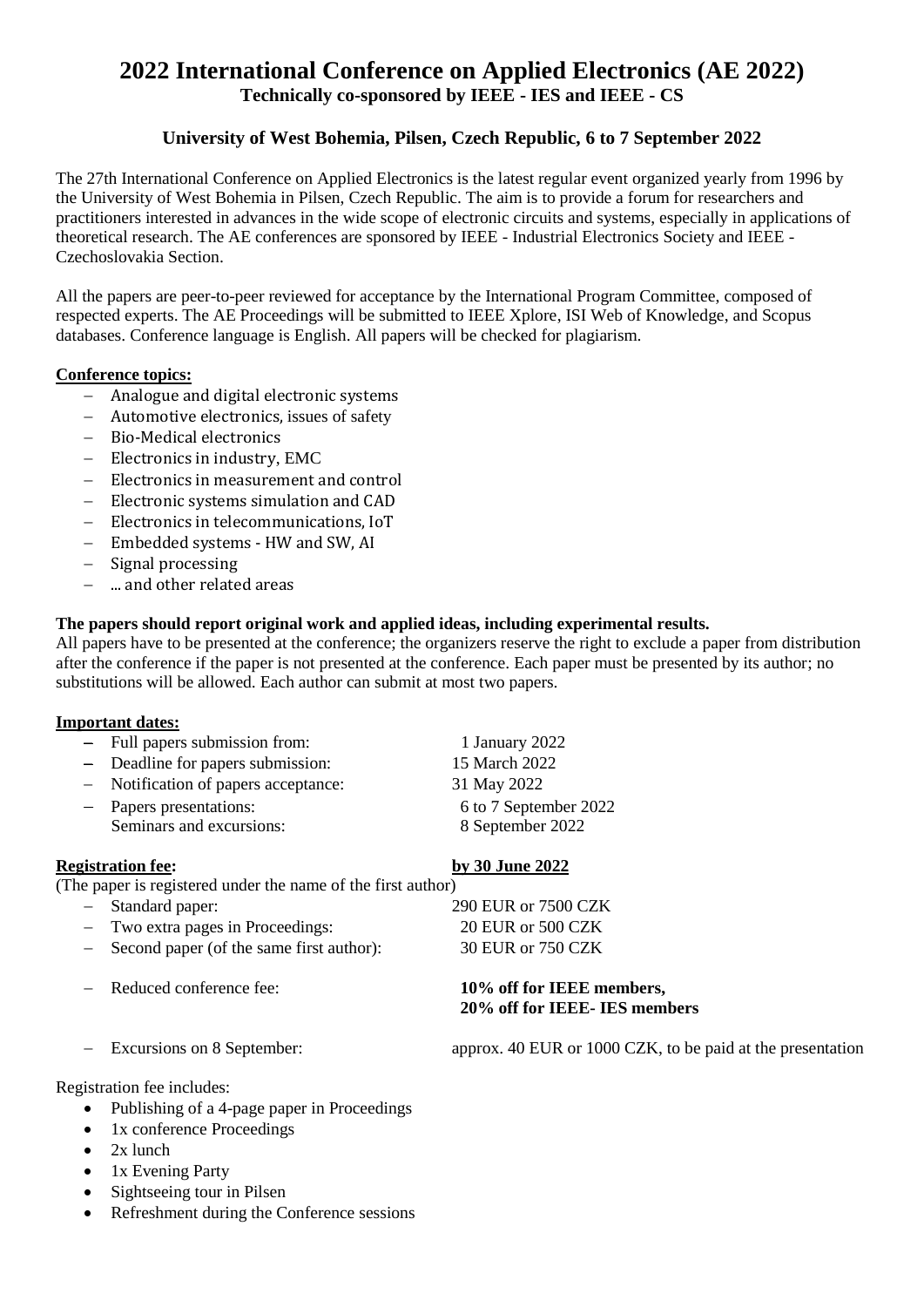# 2022 International Conference on Applied Electronics (AE 2022)

**Technically co-sponsored by IEEE - IES and IEEE - CS**

### University of West Bohemia, Pilsen, Czech Republic, 6 to 7 September 2022

The 27th International Conference on Applied Electronics is the latest regular event organized yearly from 1996 by the University of West Bohemia in Pilsen, Czech Republic. The aim is to provide a forum for researchers and practitioners interested in advances in the wide scope of electronic circuits and systems, especially in applications of theoretical research. The AE conferences are sponsored by IEEE - Industrial Electronics Society and IEEE - Czechoslovakia Section.

All the papers are peer-to-peer reviewed for acceptance by the International Program Committee, composed of respected experts. The AE Proceedings will be submitted to IEEE Xplore, ISI Web of Knowledge, and Scopus databases. Conference language is English. All papers will be checked for plagiarism.

**Conference topics:**

- Analogue and digital electronic systems
- Automotive electronics, issues of safety
- Bio-Medical electronics
- Electronics in industry, EMC
- Electronics in measurement and control
- Electronic systems simulation and CAD
- Electronics in telecommunications, IoT
- Embedded systems - HW and SW, AI
- Signal processing
- ... and other related areas

**The papers should report original work and applied ideas, including experimental results.**

All papers have to be presented at the conference; the organizers reserve the right to exclude a paper from distribution after the conference if the paper is not presented at the conference. Each paper must be presented by its author; no substitutions will be allowed. Each author can submit at most two papers.

**Important dates:**

- Full papers submission from: 1 January 2022
- Deadline for papers submission: 15 March 2022
- Notification of papers acceptance: 31 May 2022
- Papers presentations: 6 to 7 September 2022
  Seminars and excursions: 8 September 2022

**Registration fee:** **by 30 June 2022**

(The paper is registered under the name of the first author)

- Standard paper: 290 EUR or 7500 CZK
- Two extra pages in Proceedings: 20 EUR or 500 CZK
- Second paper (of the same first author): 30 EUR or 750 CZK
- Reduced conference fee: **10% off for IEEE members, 20% off for IEEE- IES members**
- Excursions on 8 September: approx. 40 EUR or 1000 CZK, to be paid at the presentation

Registration fee includes:

- Publishing of a 4-page paper in Proceedings
- 1x conference Proceedings
- 2x lunch
- 1x Evening Party
- Sightseeing tour in Pilsen
- Refreshment during the Conference sessions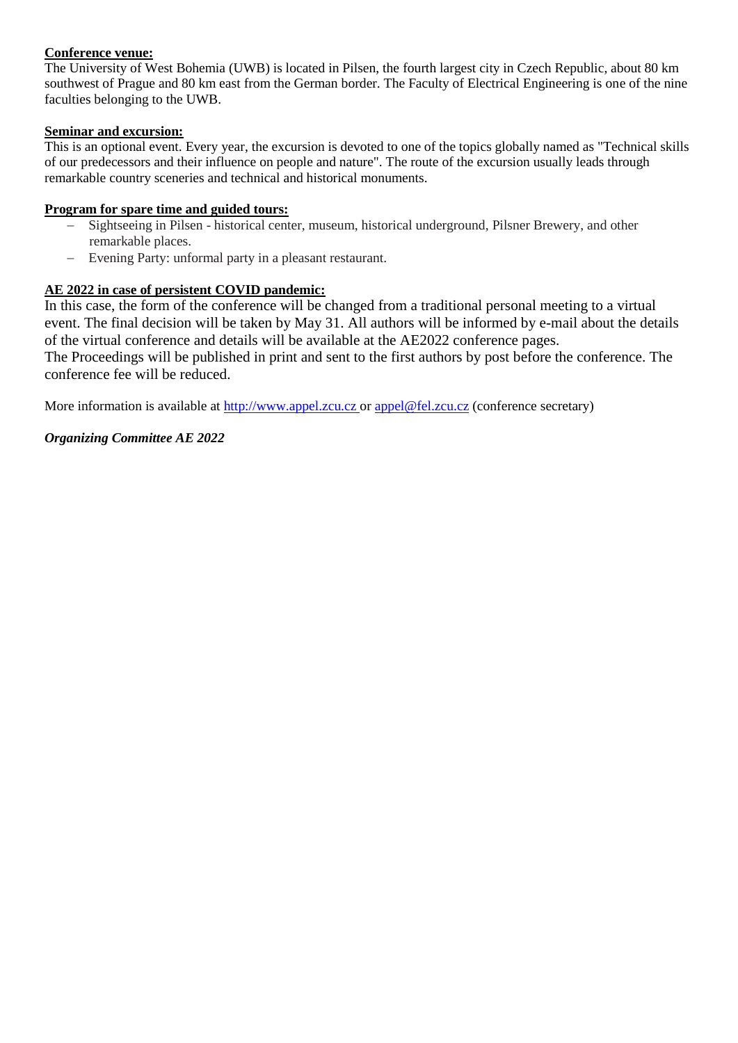**Conference venue:**

The University of West Bohemia (UWB) is located in Pilsen, the fourth largest city in Czech Republic, about 80 km southwest of Prague and 80 km east from the German border. The Faculty of Electrical Engineering is one of the nine faculties belonging to the UWB.

**Seminar and excursion:**

This is an optional event. Every year, the excursion is devoted to one of the topics globally named as "Technical skills of our predecessors and their influence on people and nature". The route of the excursion usually leads through remarkable country sceneries and technical and historical monuments.

**Program for spare time and guided tours:**

- Sightseeing in Pilsen - historical center, museum, historical underground, Pilsner Brewery, and other remarkable places.
- Evening Party: unformal party in a pleasant restaurant.

**AE 2022 in case of persistent COVID pandemic:**

In this case, the form of the conference will be changed from a traditional personal meeting to a virtual event. The final decision will be taken by May 31. All authors will be informed by e-mail about the details of the virtual conference and details will be available at the AE2022 conference pages.
The Proceedings will be published in print and sent to the first authors by post before the conference. The conference fee will be reduced.

More information is available at http://www.appel.zcu.cz or appel@fel.zcu.cz (conference secretary)

***Organizing Committee AE 2022***